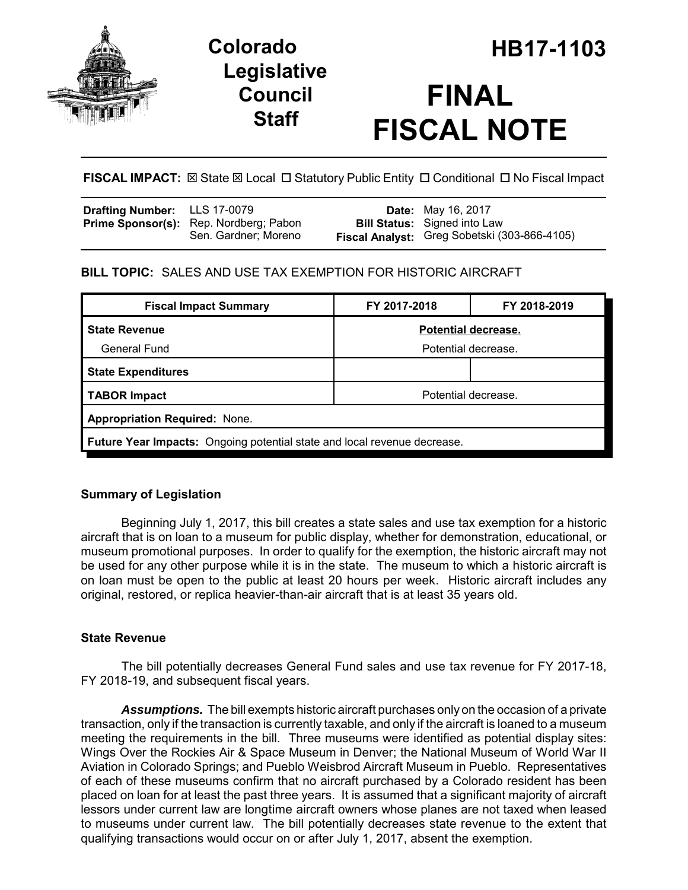# Colorado Legislative Council Staff

# HB17-1103

# FINAL FISCAL NOTE

**FISCAL IMPACT:** ☒ State ☒ Local ☐ Statutory Public Entity ☐ Conditional ☐ No Fiscal Impact

| | | | |
|---|---|---|---|
| **Drafting Number:** | LLS 17-0079 | **Date:** | May 16, 2017 |
| **Prime Sponsor(s):** | Rep. Nordberg; Pabon<br>Sen. Gardner; Moreno | **Bill Status:** | Signed into Law |
| | | **Fiscal Analyst:** | Greg Sobetski (303-866-4105) |

**BILL TOPIC:** SALES AND USE TAX EXEMPTION FOR HISTORIC AIRCRAFT

| Fiscal Impact Summary | FY 2017-2018 | FY 2018-2019 |
|---|---|---|
| **State Revenue** | **Potential decrease.** | |
| General Fund | Potential decrease. | |
| **State Expenditures** | | |
| **TABOR Impact** | Potential decrease. | |
| **Appropriation Required:** None. | | |
| **Future Year Impacts:** Ongoing potential state and local revenue decrease. | | |

### Summary of Legislation

Beginning July 1, 2017, this bill creates a state sales and use tax exemption for a historic aircraft that is on loan to a museum for public display, whether for demonstration, educational, or museum promotional purposes. In order to qualify for the exemption, the historic aircraft may not be used for any other purpose while it is in the state. The museum to which a historic aircraft is on loan must be open to the public at least 20 hours per week. Historic aircraft includes any original, restored, or replica heavier-than-air aircraft that is at least 35 years old.

### State Revenue

The bill potentially decreases General Fund sales and use tax revenue for FY 2017-18, FY 2018-19, and subsequent fiscal years.

***Assumptions.*** The bill exempts historic aircraft purchases only on the occasion of a private transaction, only if the transaction is currently taxable, and only if the aircraft is loaned to a museum meeting the requirements in the bill. Three museums were identified as potential display sites: Wings Over the Rockies Air & Space Museum in Denver; the National Museum of World War II Aviation in Colorado Springs; and Pueblo Weisbrod Aircraft Museum in Pueblo. Representatives of each of these museums confirm that no aircraft purchased by a Colorado resident has been placed on loan for at least the past three years. It is assumed that a significant majority of aircraft lessors under current law are longtime aircraft owners whose planes are not taxed when leased to museums under current law. The bill potentially decreases state revenue to the extent that qualifying transactions would occur on or after July 1, 2017, absent the exemption.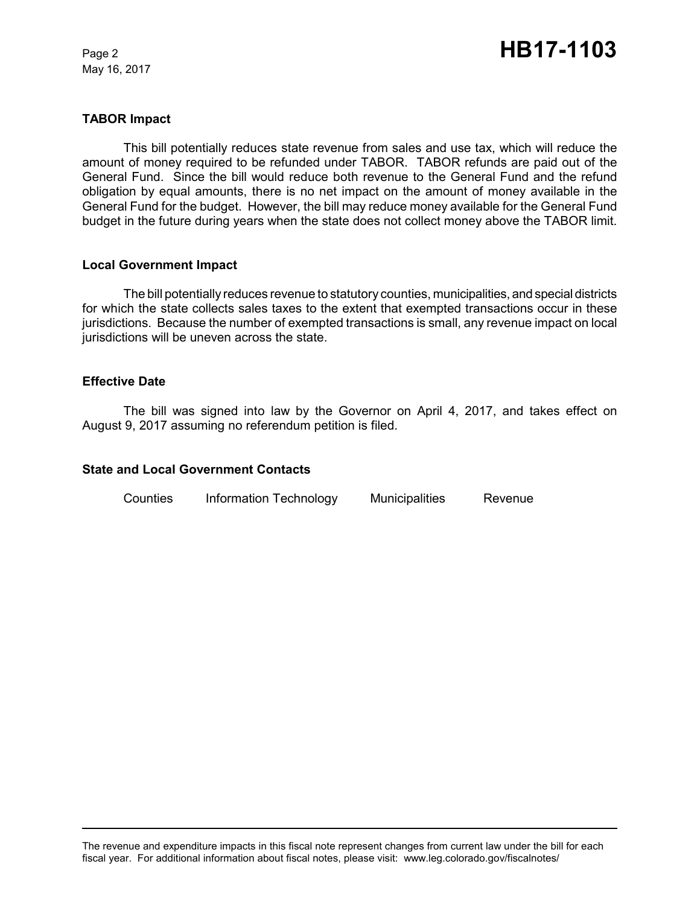### TABOR Impact

This bill potentially reduces state revenue from sales and use tax, which will reduce the amount of money required to be refunded under TABOR. TABOR refunds are paid out of the General Fund. Since the bill would reduce both revenue to the General Fund and the refund obligation by equal amounts, there is no net impact on the amount of money available in the General Fund for the budget. However, the bill may reduce money available for the General Fund budget in the future during years when the state does not collect money above the TABOR limit.

### Local Government Impact

The bill potentially reduces revenue to statutory counties, municipalities, and special districts for which the state collects sales taxes to the extent that exempted transactions occur in these jurisdictions. Because the number of exempted transactions is small, any revenue impact on local jurisdictions will be uneven across the state.

### Effective Date

The bill was signed into law by the Governor on April 4, 2017, and takes effect on August 9, 2017 assuming no referendum petition is filed.

### State and Local Government Contacts

Counties    Information Technology    Municipalities    Revenue

The revenue and expenditure impacts in this fiscal note represent changes from current law under the bill for each fiscal year. For additional information about fiscal notes, please visit: www.leg.colorado.gov/fiscalnotes/